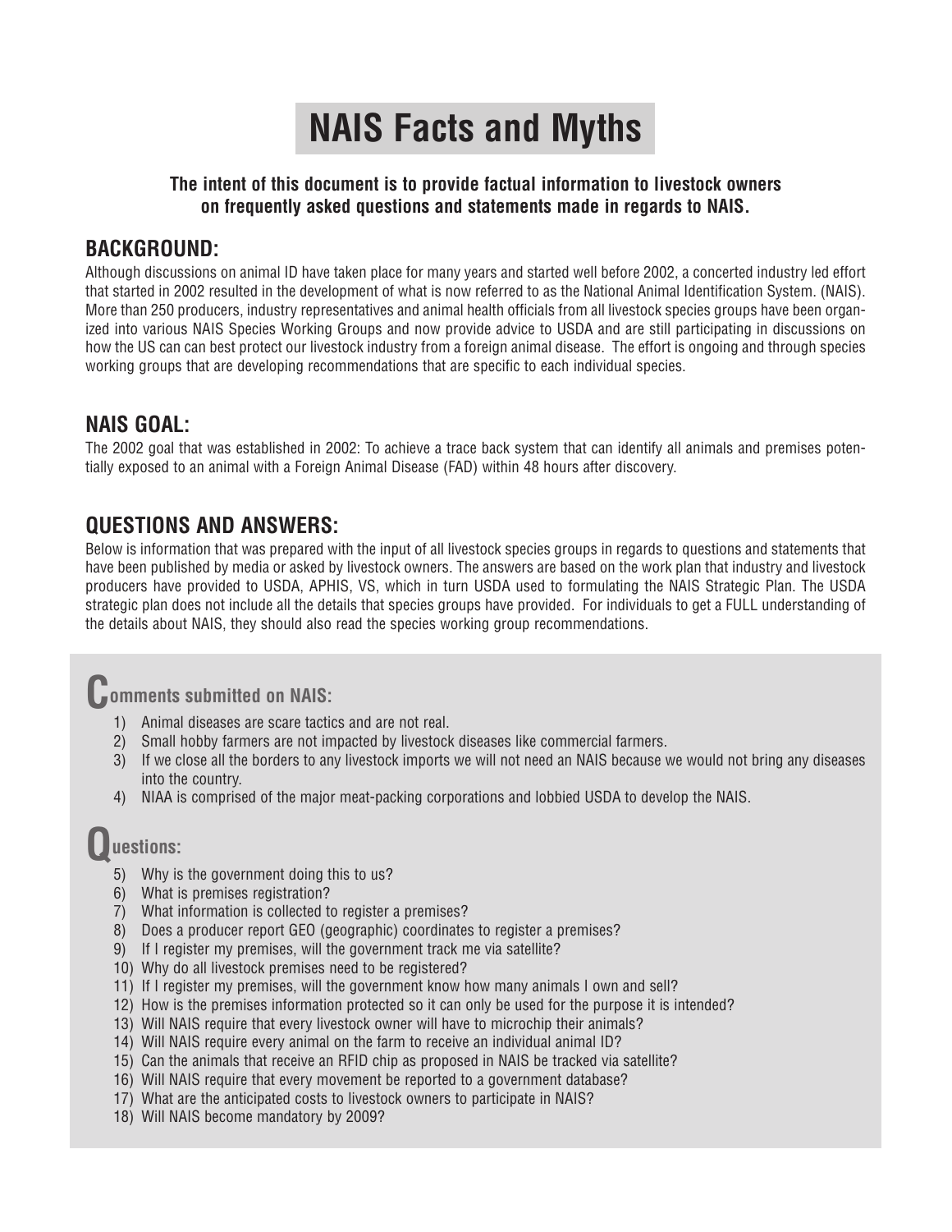# NAIS Facts and Myths

**The intent of this document is to provide factual information to livestock owners on frequently asked questions and statements made in regards to NAIS.**

## BACKGROUND:

Although discussions on animal ID have taken place for many years and started well before 2002, a concerted industry led effort that started in 2002 resulted in the development of what is now referred to as the National Animal Identification System. (NAIS). More than 250 producers, industry representatives and animal health officials from all livestock species groups have been organized into various NAIS Species Working Groups and now provide advice to USDA and are still participating in discussions on how the US can can best protect our livestock industry from a foreign animal disease. The effort is ongoing and through species working groups that are developing recommendations that are specific to each individual species.

## NAIS GOAL:

The 2002 goal that was established in 2002: To achieve a trace back system that can identify all animals and premises potentially exposed to an animal with a Foreign Animal Disease (FAD) within 48 hours after discovery.

## QUESTIONS AND ANSWERS:

Below is information that was prepared with the input of all livestock species groups in regards to questions and statements that have been published by media or asked by livestock owners. The answers are based on the work plan that industry and livestock producers have provided to USDA, APHIS, VS, which in turn USDA used to formulating the NAIS Strategic Plan. The USDA strategic plan does not include all the details that species groups have provided. For individuals to get a FULL understanding of the details about NAIS, they should also read the species working group recommendations.

### Comments submitted on NAIS:

1) Animal diseases are scare tactics and are not real.
2) Small hobby farmers are not impacted by livestock diseases like commercial farmers.
3) If we close all the borders to any livestock imports we will not need an NAIS because we would not bring any diseases into the country.
4) NIAA is comprised of the major meat-packing corporations and lobbied USDA to develop the NAIS.

### Questions:

5) Why is the government doing this to us?
6) What is premises registration?
7) What information is collected to register a premises?
8) Does a producer report GEO (geographic) coordinates to register a premises?
9) If I register my premises, will the government track me via satellite?
10) Why do all livestock premises need to be registered?
11) If I register my premises, will the government know how many animals I own and sell?
12) How is the premises information protected so it can only be used for the purpose it is intended?
13) Will NAIS require that every livestock owner will have to microchip their animals?
14) Will NAIS require every animal on the farm to receive an individual animal ID?
15) Can the animals that receive an RFID chip as proposed in NAIS be tracked via satellite?
16) Will NAIS require that every movement be reported to a government database?
17) What are the anticipated costs to livestock owners to participate in NAIS?
18) Will NAIS become mandatory by 2009?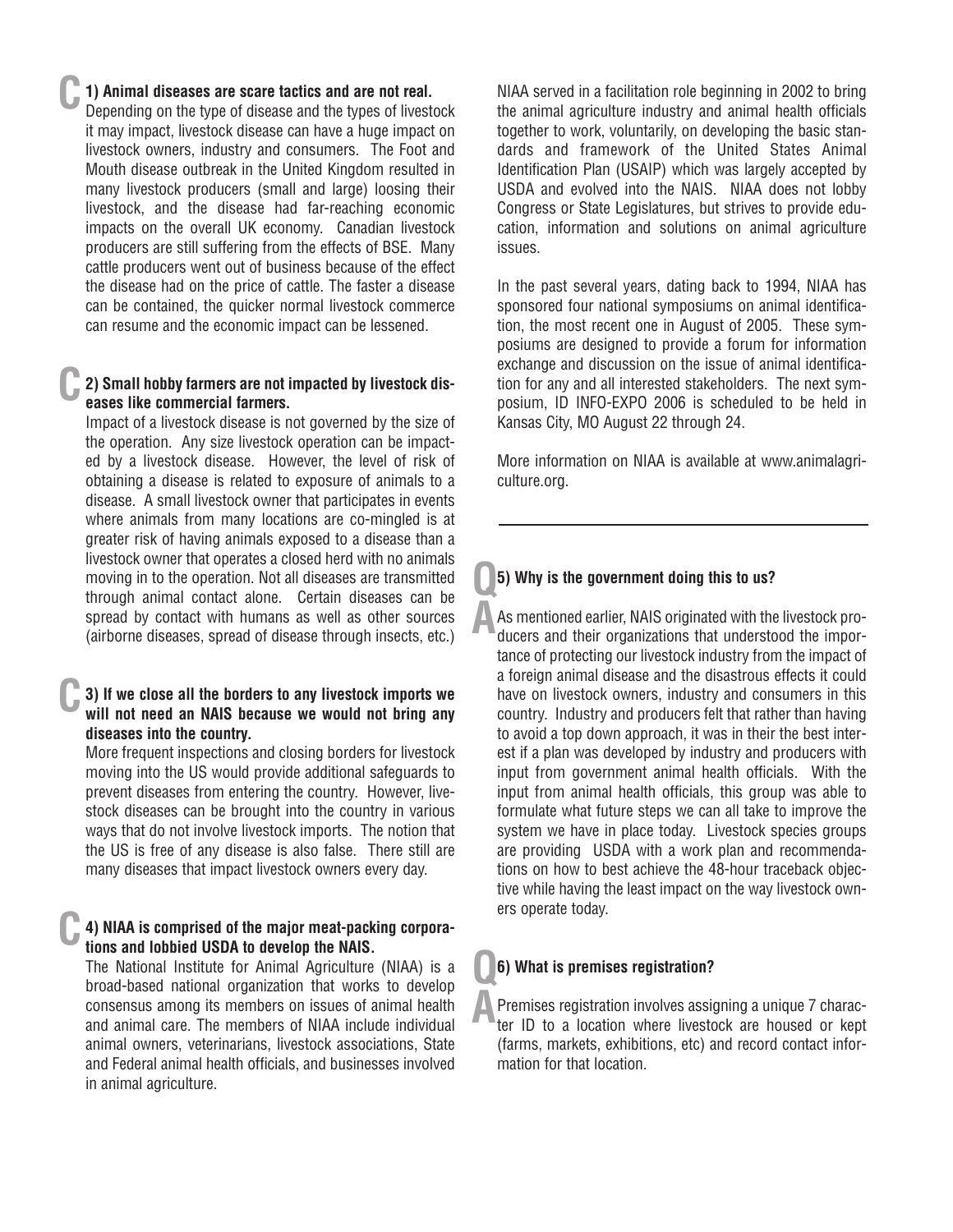**C** **1) Animal diseases are scare tactics and are not real.**

Depending on the type of disease and the types of livestock it may impact, livestock disease can have a huge impact on livestock owners, industry and consumers. The Foot and Mouth disease outbreak in the United Kingdom resulted in many livestock producers (small and large) loosing their livestock, and the disease had far-reaching economic impacts on the overall UK economy. Canadian livestock producers are still suffering from the effects of BSE. Many cattle producers went out of business because of the effect the disease had on the price of cattle. The faster a disease can be contained, the quicker normal livestock commerce can resume and the economic impact can be lessened.

**C** **2) Small hobby farmers are not impacted by livestock diseases like commercial farmers.**

Impact of a livestock disease is not governed by the size of the operation. Any size livestock operation can be impacted by a livestock disease. However, the level of risk of obtaining a disease is related to exposure of animals to a disease. A small livestock owner that participates in events where animals from many locations are co-mingled is at greater risk of having animals exposed to a disease than a livestock owner that operates a closed herd with no animals moving in to the operation. Not all diseases are transmitted through animal contact alone. Certain diseases can be spread by contact with humans as well as other sources (airborne diseases, spread of disease through insects, etc.)

**C** **3) If we close all the borders to any livestock imports we will not need an NAIS because we would not bring any diseases into the country.**

More frequent inspections and closing borders for livestock moving into the US would provide additional safeguards to prevent diseases from entering the country. However, livestock diseases can be brought into the country in various ways that do not involve livestock imports. The notion that the US is free of any disease is also false. There still are many diseases that impact livestock owners every day.

**C** **4) NIAA is comprised of the major meat-packing corporations and lobbied USDA to develop the NAIS.**

The National Institute for Animal Agriculture (NIAA) is a broad-based national organization that works to develop consensus among its members on issues of animal health and animal care. The members of NIAA include individual animal owners, veterinarians, livestock associations, State and Federal animal health officials, and businesses involved in animal agriculture.

NIAA served in a facilitation role beginning in 2002 to bring the animal agriculture industry and animal health officials together to work, voluntarily, on developing the basic standards and framework of the United States Animal Identification Plan (USAIP) which was largely accepted by USDA and evolved into the NAIS. NIAA does not lobby Congress or State Legislatures, but strives to provide education, information and solutions on animal agriculture issues.

In the past several years, dating back to 1994, NIAA has sponsored four national symposiums on animal identification, the most recent one in August of 2005. These symposiums are designed to provide a forum for information exchange and discussion on the issue of animal identification for any and all interested stakeholders. The next symposium, ID INFO-EXPO 2006 is scheduled to be held in Kansas City, MO August 22 through 24.

More information on NIAA is available at www.animalagriculture.org.

---

**Q** **5) Why is the government doing this to us?**

**A** As mentioned earlier, NAIS originated with the livestock producers and their organizations that understood the importance of protecting our livestock industry from the impact of a foreign animal disease and the disastrous effects it could have on livestock owners, industry and consumers in this country. Industry and producers felt that rather than having to avoid a top down approach, it was in their the best interest if a plan was developed by industry and producers with input from government animal health officials. With the input from animal health officials, this group was able to formulate what future steps we can all take to improve the system we have in place today. Livestock species groups are providing USDA with a work plan and recommendations on how to best achieve the 48-hour traceback objective while having the least impact on the way livestock owners operate today.

**Q** **6) What is premises registration?**

**A** Premises registration involves assigning a unique 7 character ID to a location where livestock are housed or kept (farms, markets, exhibitions, etc) and record contact information for that location.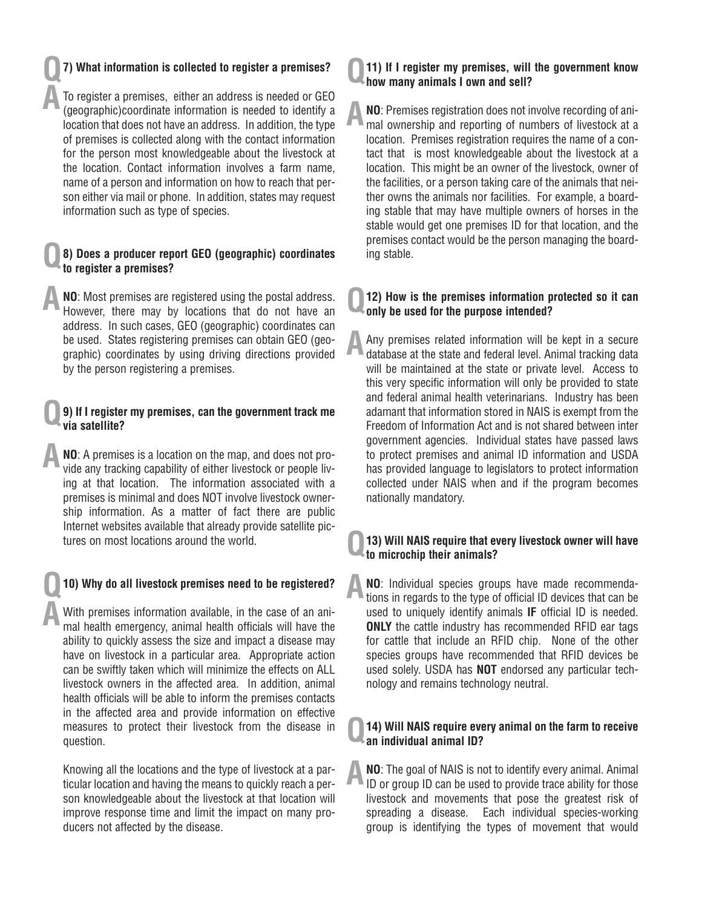**Q 7) What information is collected to register a premises?**

**A** To register a premises, either an address is needed or GEO (geographic)coordinate information is needed to identify a location that does not have an address. In addition, the type of premises is collected along with the contact information for the person most knowledgeable about the livestock at the location. Contact information involves a farm name, name of a person and information on how to reach that person either via mail or phone. In addition, states may request information such as type of species.

**Q 8) Does a producer report GEO (geographic) coordinates to register a premises?**

**A** **NO**: Most premises are registered using the postal address. However, there may by locations that do not have an address. In such cases, GEO (geographic) coordinates can be used. States registering premises can obtain GEO (geographic) coordinates by using driving directions provided by the person registering a premises.

**Q 9) If I register my premises, can the government track me via satellite?**

**A** **NO**: A premises is a location on the map, and does not provide any tracking capability of either livestock or people living at that location. The information associated with a premises is minimal and does NOT involve livestock ownership information. As a matter of fact there are public Internet websites available that already provide satellite pictures on most locations around the world.

**Q 10) Why do all livestock premises need to be registered?**

**A** With premises information available, in the case of an animal health emergency, animal health officials will have the ability to quickly assess the size and impact a disease may have on livestock in a particular area. Appropriate action can be swiftly taken which will minimize the effects on ALL livestock owners in the affected area. In addition, animal health officials will be able to inform the premises contacts in the affected area and provide information on effective measures to protect their livestock from the disease in question.

Knowing all the locations and the type of livestock at a particular location and having the means to quickly reach a person knowledgeable about the livestock at that location will improve response time and limit the impact on many producers not affected by the disease.

**Q 11) If I register my premises, will the government know how many animals I own and sell?**

**A** **NO**: Premises registration does not involve recording of animal ownership and reporting of numbers of livestock at a location. Premises registration requires the name of a contact that is most knowledgeable about the livestock at a location. This might be an owner of the livestock, owner of the facilities, or a person taking care of the animals that neither owns the animals nor facilities. For example, a boarding stable that may have multiple owners of horses in the stable would get one premises ID for that location, and the premises contact would be the person managing the boarding stable.

**Q 12) How is the premises information protected so it can only be used for the purpose intended?**

**A** Any premises related information will be kept in a secure database at the state and federal level. Animal tracking data will be maintained at the state or private level. Access to this very specific information will only be provided to state and federal animal health veterinarians. Industry has been adamant that information stored in NAIS is exempt from the Freedom of Information Act and is not shared between inter government agencies. Individual states have passed laws to protect premises and animal ID information and USDA has provided language to legislators to protect information collected under NAIS when and if the program becomes nationally mandatory.

**Q 13) Will NAIS require that every livestock owner will have to microchip their animals?**

**A** **NO**: Individual species groups have made recommendations in regards to the type of official ID devices that can be used to uniquely identify animals **IF** official ID is needed. **ONLY** the cattle industry has recommended RFID ear tags for cattle that include an RFID chip. None of the other species groups have recommended that RFID devices be used solely. USDA has **NOT** endorsed any particular technology and remains technology neutral.

**Q 14) Will NAIS require every animal on the farm to receive an individual animal ID?**

**A** **NO**: The goal of NAIS is not to identify every animal. Animal ID or group ID can be used to provide trace ability for those livestock and movements that pose the greatest risk of spreading a disease. Each individual species-working group is identifying the types of movement that would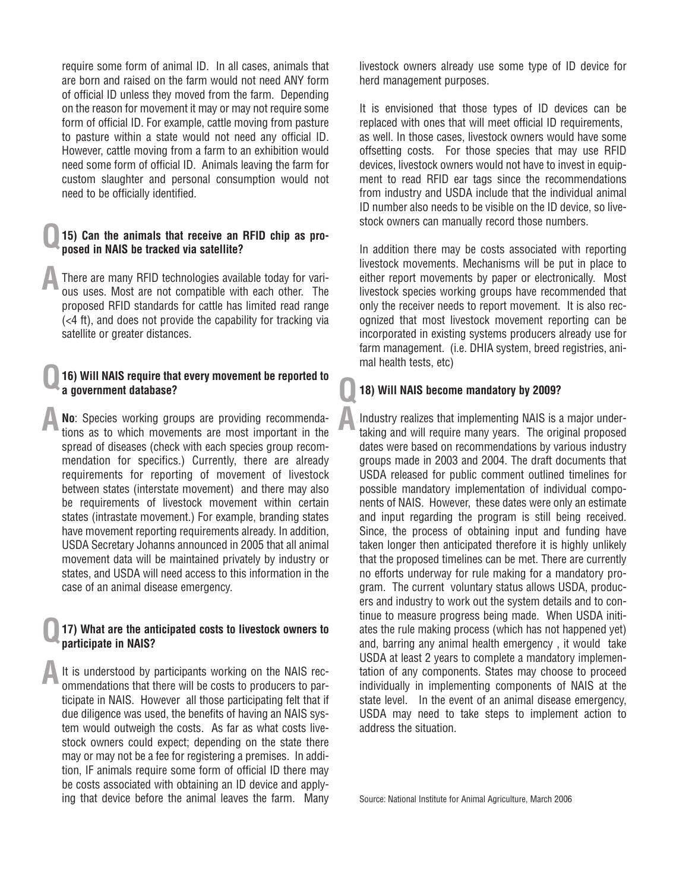require some form of animal ID. In all cases, animals that are born and raised on the farm would not need ANY form of official ID unless they moved from the farm. Depending on the reason for movement it may or may not require some form of official ID. For example, cattle moving from pasture to pasture within a state would not need any official ID. However, cattle moving from a farm to an exhibition would need some form of official ID. Animals leaving the farm for custom slaughter and personal consumption would not need to be officially identified.

**Q 15) Can the animals that receive an RFID chip as proposed in NAIS be tracked via satellite?**

**A** There are many RFID technologies available today for various uses. Most are not compatible with each other. The proposed RFID standards for cattle has limited read range (<4 ft), and does not provide the capability for tracking via satellite or greater distances.

**Q 16) Will NAIS require that every movement be reported to a government database?**

**A** **No**: Species working groups are providing recommendations as to which movements are most important in the spread of diseases (check with each species group recommendation for specifics.) Currently, there are already requirements for reporting of movement of livestock between states (interstate movement) and there may also be requirements of livestock movement within certain states (intrastate movement.) For example, branding states have movement reporting requirements already. In addition, USDA Secretary Johanns announced in 2005 that all animal movement data will be maintained privately by industry or states, and USDA will need access to this information in the case of an animal disease emergency.

**Q 17) What are the anticipated costs to livestock owners to participate in NAIS?**

**A** It is understood by participants working on the NAIS recommendations that there will be costs to producers to participate in NAIS. However all those participating felt that if due diligence was used, the benefits of having an NAIS system would outweigh the costs. As far as what costs livestock owners could expect; depending on the state there may or may not be a fee for registering a premises. In addition, IF animals require some form of official ID there may be costs associated with obtaining an ID device and applying that device before the animal leaves the farm. Many livestock owners already use some type of ID device for herd management purposes.

It is envisioned that those types of ID devices can be replaced with ones that will meet official ID requirements, as well. In those cases, livestock owners would have some offsetting costs. For those species that may use RFID devices, livestock owners would not have to invest in equipment to read RFID ear tags since the recommendations from industry and USDA include that the individual animal ID number also needs to be visible on the ID device, so livestock owners can manually record those numbers.

In addition there may be costs associated with reporting livestock movements. Mechanisms will be put in place to either report movements by paper or electronically. Most livestock species working groups have recommended that only the receiver needs to report movement. It is also recognized that most livestock movement reporting can be incorporated in existing systems producers already use for farm management. (i.e. DHIA system, breed registries, animal health tests, etc)

**Q 18) Will NAIS become mandatory by 2009?**

**A** Industry realizes that implementing NAIS is a major undertaking and will require many years. The original proposed dates were based on recommendations by various industry groups made in 2003 and 2004. The draft documents that USDA released for public comment outlined timelines for possible mandatory implementation of individual components of NAIS. However, these dates were only an estimate and input regarding the program is still being received. Since, the process of obtaining input and funding have taken longer then anticipated therefore it is highly unlikely that the proposed timelines can be met. There are currently no efforts underway for rule making for a mandatory program. The current voluntary status allows USDA, producers and industry to work out the system details and to continue to measure progress being made. When USDA initiates the rule making process (which has not happened yet) and, barring any animal health emergency , it would take USDA at least 2 years to complete a mandatory implementation of any components. States may choose to proceed individually in implementing components of NAIS at the state level. In the event of an animal disease emergency, USDA may need to take steps to implement action to address the situation.

Source: National Institute for Animal Agriculture, March 2006